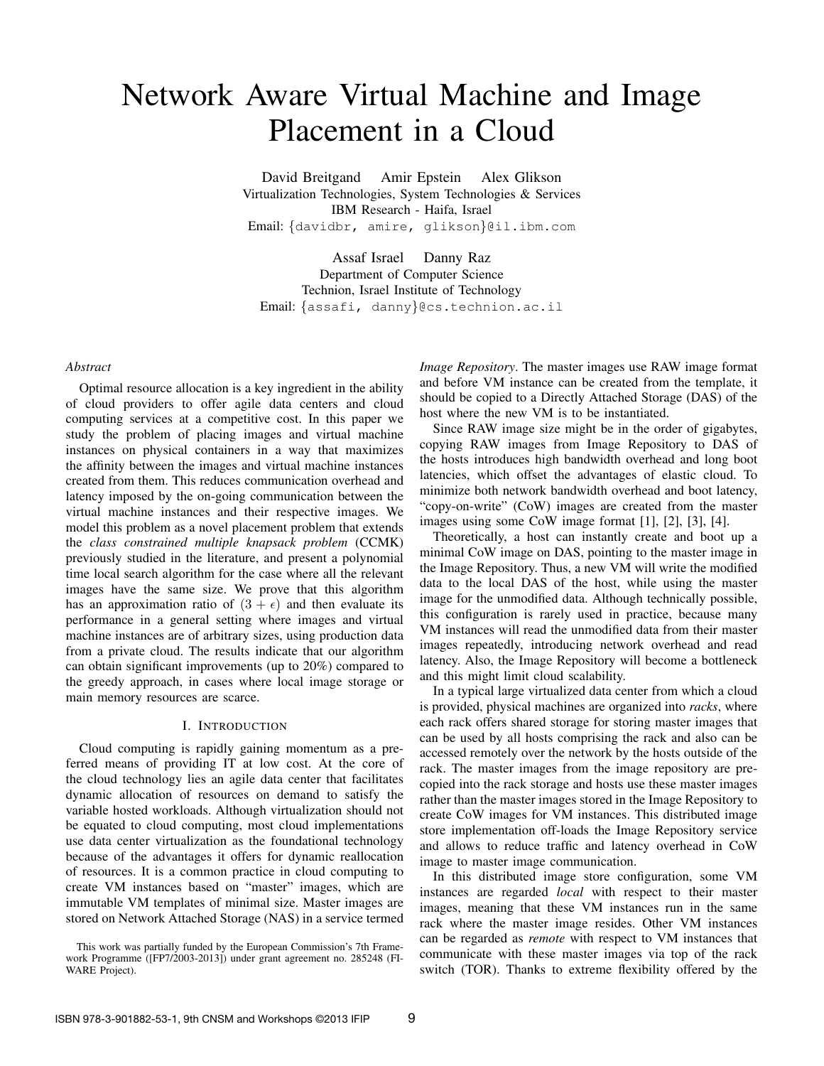# Network Aware Virtual Machine and Image Placement in a Cloud

David Breitgand  Amir Epstein  Alex Glikson
Virtualization Technologies, System Technologies & Services
IBM Research - Haifa, Israel
Email: {davidbr, amire, glikson}@il.ibm.com

Assaf Israel  Danny Raz
Department of Computer Science
Technion, Israel Institute of Technology
Email: {assafi, danny}@cs.technion.ac.il

*Abstract*

Optimal resource allocation is a key ingredient in the ability of cloud providers to offer agile data centers and cloud computing services at a competitive cost. In this paper we study the problem of placing images and virtual machine instances on physical containers in a way that maximizes the affinity between the images and virtual machine instances created from them. This reduces communication overhead and latency imposed by the on-going communication between the virtual machine instances and their respective images. We model this problem as a novel placement problem that extends the *class constrained multiple knapsack problem* (CCMK) previously studied in the literature, and present a polynomial time local search algorithm for the case where all the relevant images have the same size. We prove that this algorithm has an approximation ratio of $(3 + \epsilon)$ and then evaluate its performance in a general setting where images and virtual machine instances are of arbitrary sizes, using production data from a private cloud. The results indicate that our algorithm can obtain significant improvements (up to 20%) compared to the greedy approach, in cases where local image storage or main memory resources are scarce.

## I. Introduction

Cloud computing is rapidly gaining momentum as a preferred means of providing IT at low cost. At the core of the cloud technology lies an agile data center that facilitates dynamic allocation of resources on demand to satisfy the variable hosted workloads. Although virtualization should not be equated to cloud computing, most cloud implementations use data center virtualization as the foundational technology because of the advantages it offers for dynamic reallocation of resources. It is a common practice in cloud computing to create VM instances based on "master" images, which are immutable VM templates of minimal size. Master images are stored on Network Attached Storage (NAS) in a service termed *Image Repository*. The master images use RAW image format and before VM instance can be created from the template, it should be copied to a Directly Attached Storage (DAS) of the host where the new VM is to be instantiated.

Since RAW image size might be in the order of gigabytes, copying RAW images from Image Repository to DAS of the hosts introduces high bandwidth overhead and long boot latencies, which offset the advantages of elastic cloud. To minimize both network bandwidth overhead and boot latency, "copy-on-write" (CoW) images are created from the master images using some CoW image format [1], [2], [3], [4].

Theoretically, a host can instantly create and boot up a minimal CoW image on DAS, pointing to the master image in the Image Repository. Thus, a new VM will write the modified data to the local DAS of the host, while using the master image for the unmodified data. Although technically possible, this configuration is rarely used in practice, because many VM instances will read the unmodified data from their master images repeatedly, introducing network overhead and read latency. Also, the Image Repository will become a bottleneck and this might limit cloud scalability.

In a typical large virtualized data center from which a cloud is provided, physical machines are organized into *racks*, where each rack offers shared storage for storing master images that can be used by all hosts comprising the rack and also can be accessed remotely over the network by the hosts outside of the rack. The master images from the image repository are pre-copied into the rack storage and hosts use these master images rather than the master images stored in the Image Repository to create CoW images for VM instances. This distributed image store implementation off-loads the Image Repository service and allows to reduce traffic and latency overhead in CoW image to master image communication.

In this distributed image store configuration, some VM instances are regarded *local* with respect to their master images, meaning that these VM instances run in the same rack where the master image resides. Other VM instances can be regarded as *remote* with respect to VM instances that communicate with these master images via top of the rack switch (TOR). Thanks to extreme flexibility offered by the

This work was partially funded by the European Commission's 7th Framework Programme ([FP7/2003-2013]) under grant agreement no. 285248 (FI-WARE Project).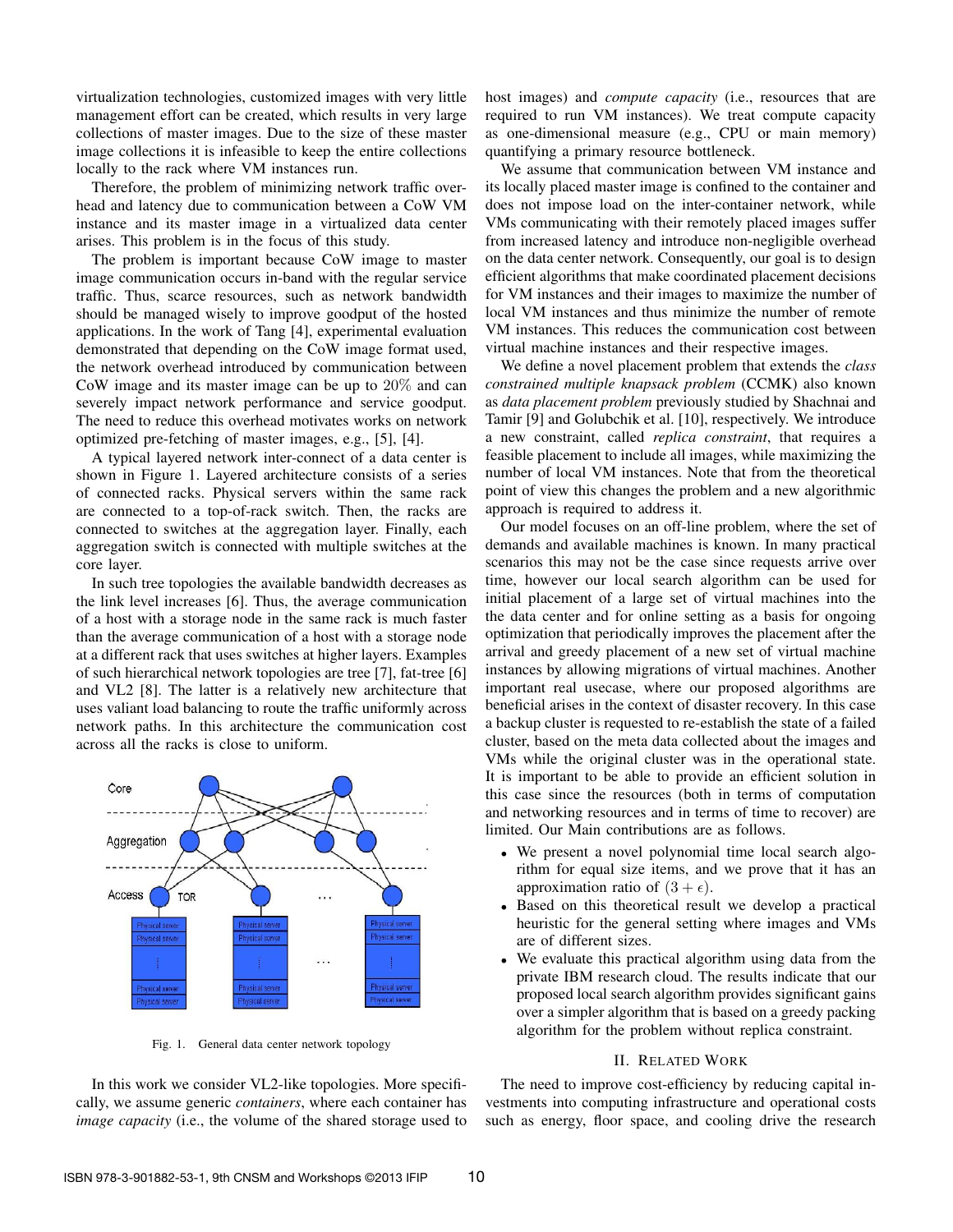virtualization technologies, customized images with very little management effort can be created, which results in very large collections of master images. Due to the size of these master image collections it is infeasible to keep the entire collections locally to the rack where VM instances run.

Therefore, the problem of minimizing network traffic overhead and latency due to communication between a CoW VM instance and its master image in a virtualized data center arises. This problem is in the focus of this study.

The problem is important because CoW image to master image communication occurs in-band with the regular service traffic. Thus, scarce resources, such as network bandwidth should be managed wisely to improve goodput of the hosted applications. In the work of Tang [4], experimental evaluation demonstrated that depending on the CoW image format used, the network overhead introduced by communication between CoW image and its master image can be up to $20\%$ and can severely impact network performance and service goodput. The need to reduce this overhead motivates works on network optimized pre-fetching of master images, e.g., [5], [4].

A typical layered network inter-connect of a data center is shown in Figure 1. Layered architecture consists of a series of connected racks. Physical servers within the same rack are connected to a top-of-rack switch. Then, the racks are connected to switches at the aggregation layer. Finally, each aggregation switch is connected with multiple switches at the core layer.

In such tree topologies the available bandwidth decreases as the link level increases [6]. Thus, the average communication of a host with a storage node in the same rack is much faster than the average communication of a host with a storage node at a different rack that uses switches at higher layers. Examples of such hierarchical network topologies are tree [7], fat-tree [6] and VL2 [8]. The latter is a relatively new architecture that uses valiant load balancing to route the traffic uniformly across network paths. In this architecture the communication cost across all the racks is close to uniform.

Core

Aggregation

Access

TOR

Physical server

Fig. 1. General data center network topology

In this work we consider VL2-like topologies. More specifically, we assume generic *containers*, where each container has *image capacity* (i.e., the volume of the shared storage used to host images) and *compute capacity* (i.e., resources that are required to run VM instances). We treat compute capacity as one-dimensional measure (e.g., CPU or main memory) quantifying a primary resource bottleneck.

We assume that communication between VM instance and its locally placed master image is confined to the container and does not impose load on the inter-container network, while VMs communicating with their remotely placed images suffer from increased latency and introduce non-negligible overhead on the data center network. Consequently, our goal is to design efficient algorithms that make coordinated placement decisions for VM instances and their images to maximize the number of local VM instances and thus minimize the number of remote VM instances. This reduces the communication cost between virtual machine instances and their respective images.

We define a novel placement problem that extends the *class constrained multiple knapsack problem* (CCMK) also known as *data placement problem* previously studied by Shachnai and Tamir [9] and Golubchik et al. [10], respectively. We introduce a new constraint, called *replica constraint*, that requires a feasible placement to include all images, while maximizing the number of local VM instances. Note that from the theoretical point of view this changes the problem and a new algorithmic approach is required to address it.

Our model focuses on an off-line problem, where the set of demands and available machines is known. In many practical scenarios this may not be the case since requests arrive over time, however our local search algorithm can be used for initial placement of a large set of virtual machines into the the data center and for online setting as a basis for ongoing optimization that periodically improves the placement after the arrival and greedy placement of a new set of virtual machine instances by allowing migrations of virtual machines. Another important real usecase, where our proposed algorithms are beneficial arises in the context of disaster recovery. In this case a backup cluster is requested to re-establish the state of a failed cluster, based on the meta data collected about the images and VMs while the original cluster was in the operational state. It is important to be able to provide an efficient solution in this case since the resources (both in terms of computation and networking resources and in terms of time to recover) are limited. Our Main contributions are as follows.

- We present a novel polynomial time local search algorithm for equal size items, and we prove that it has an approximation ratio of $(3 + \epsilon)$.
- Based on this theoretical result we develop a practical heuristic for the general setting where images and VMs are of different sizes.
- We evaluate this practical algorithm using data from the private IBM research cloud. The results indicate that our proposed local search algorithm provides significant gains over a simpler algorithm that is based on a greedy packing algorithm for the problem without replica constraint.

## II. Related Work

The need to improve cost-efficiency by reducing capital investments into computing infrastructure and operational costs such as energy, floor space, and cooling drive the research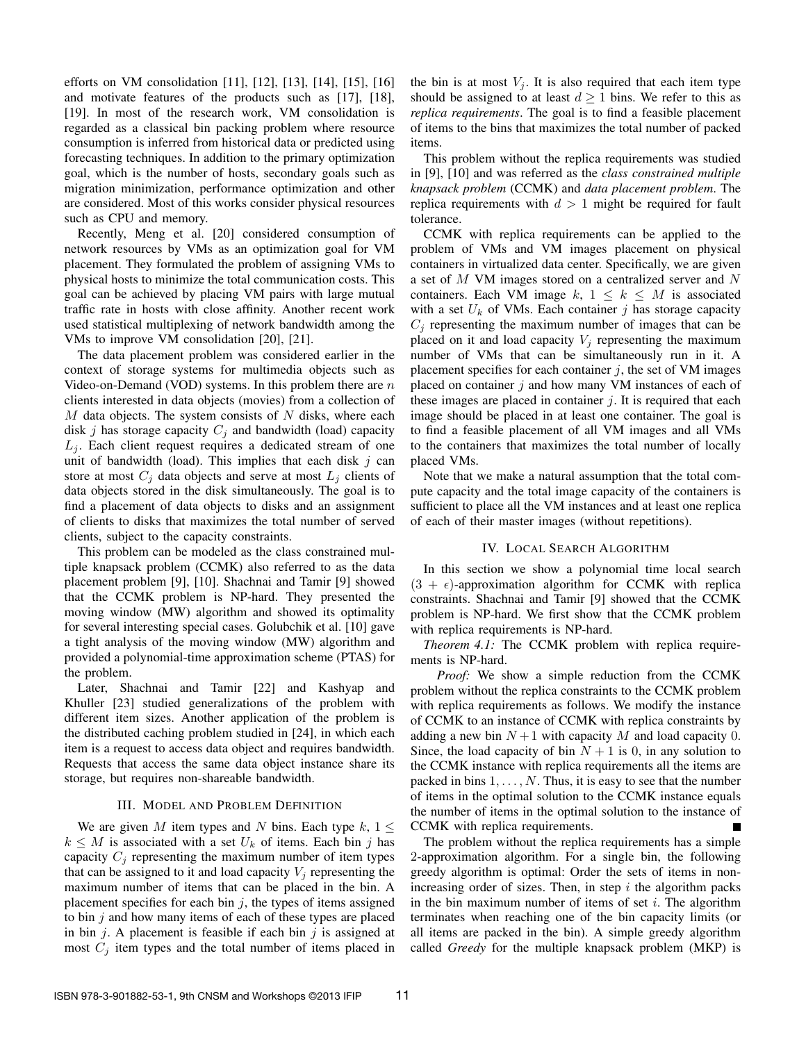efforts on VM consolidation [11], [12], [13], [14], [15], [16] and motivate features of the products such as [17], [18], [19]. In most of the research work, VM consolidation is regarded as a classical bin packing problem where resource consumption is inferred from historical data or predicted using forecasting techniques. In addition to the primary optimization goal, which is the number of hosts, secondary goals such as migration minimization, performance optimization and other are considered. Most of this works consider physical resources such as CPU and memory.

Recently, Meng et al. [20] considered consumption of network resources by VMs as an optimization goal for VM placement. They formulated the problem of assigning VMs to physical hosts to minimize the total communication costs. This goal can be achieved by placing VM pairs with large mutual traffic rate in hosts with close affinity. Another recent work used statistical multiplexing of network bandwidth among the VMs to improve VM consolidation [20], [21].

The data placement problem was considered earlier in the context of storage systems for multimedia objects such as Video-on-Demand (VOD) systems. In this problem there are $n$ clients interested in data objects (movies) from a collection of $M$ data objects. The system consists of $N$ disks, where each disk $j$ has storage capacity $C_j$ and bandwidth (load) capacity $L_j$. Each client request requires a dedicated stream of one unit of bandwidth (load). This implies that each disk $j$ can store at most $C_j$ data objects and serve at most $L_j$ clients of data objects stored in the disk simultaneously. The goal is to find a placement of data objects to disks and an assignment of clients to disks that maximizes the total number of served clients, subject to the capacity constraints.

This problem can be modeled as the class constrained multiple knapsack problem (CCMK) also referred to as the data placement problem [9], [10]. Shachnai and Tamir [9] showed that the CCMK problem is NP-hard. They presented the moving window (MW) algorithm and showed its optimality for several interesting special cases. Golubchik et al. [10] gave a tight analysis of the moving window (MW) algorithm and provided a polynomial-time approximation scheme (PTAS) for the problem.

Later, Shachnai and Tamir [22] and Kashyap and Khuller [23] studied generalizations of the problem with different item sizes. Another application of the problem is the distributed caching problem studied in [24], in which each item is a request to access data object and requires bandwidth. Requests that access the same data object instance share its storage, but requires non-shareable bandwidth.

## III. Model and Problem Definition

We are given $M$ item types and $N$ bins. Each type $k$, $1 \leq k \leq M$ is associated with a set $U_k$ of items. Each bin $j$ has capacity $C_j$ representing the maximum number of item types that can be assigned to it and load capacity $V_j$ representing the maximum number of items that can be placed in the bin. A placement specifies for each bin $j$, the types of items assigned to bin $j$ and how many items of each of these types are placed in bin $j$. A placement is feasible if each bin $j$ is assigned at most $C_j$ item types and the total number of items placed in the bin is at most $V_j$. It is also required that each item type should be assigned to at least $d \geq 1$ bins. We refer to this as *replica requirements*. The goal is to find a feasible placement of items to the bins that maximizes the total number of packed items.

This problem without the replica requirements was studied in [9], [10] and was referred as the *class constrained multiple knapsack problem* (CCMK) and *data placement problem*. The replica requirements with $d > 1$ might be required for fault tolerance.

CCMK with replica requirements can be applied to the problem of VMs and VM images placement on physical containers in virtualized data center. Specifically, we are given a set of $M$ VM images stored on a centralized server and $N$ containers. Each VM image $k$, $1 \leq k \leq M$ is associated with a set $U_k$ of VMs. Each container $j$ has storage capacity $C_j$ representing the maximum number of images that can be placed on it and load capacity $V_j$ representing the maximum number of VMs that can be simultaneously run in it. A placement specifies for each container $j$, the set of VM images placed on container $j$ and how many VM instances of each of these images are placed in container $j$. It is required that each image should be placed in at least one container. The goal is to find a feasible placement of all VM images and all VMs to the containers that maximizes the total number of locally placed VMs.

Note that we make a natural assumption that the total compute capacity and the total image capacity of the containers is sufficient to place all the VM instances and at least one replica of each of their master images (without repetitions).

## IV. Local Search Algorithm

In this section we show a polynomial time local search $(3 + \epsilon)$-approximation algorithm for CCMK with replica constraints. Shachnai and Tamir [9] showed that the CCMK problem is NP-hard. We first show that the CCMK problem with replica requirements is NP-hard.

*Theorem 4.1:* The CCMK problem with replica requirements is NP-hard.

*Proof:* We show a simple reduction from the CCMK problem without the replica constraints to the CCMK problem with replica requirements as follows. We modify the instance of CCMK to an instance of CCMK with replica constraints by adding a new bin $N+1$ with capacity $M$ and load capacity 0. Since, the load capacity of bin $N+1$ is 0, in any solution to the CCMK instance with replica requirements all the items are packed in bins $1, \ldots, N$. Thus, it is easy to see that the number of items in the optimal solution to the CCMK instance equals the number of items in the optimal solution to the instance of CCMK with replica requirements. ■

The problem without the replica requirements has a simple 2-approximation algorithm. For a single bin, the following greedy algorithm is optimal: Order the sets of items in non-increasing order of sizes. Then, in step $i$ the algorithm packs in the bin maximum number of items of set $i$. The algorithm terminates when reaching one of the bin capacity limits (or all items are packed in the bin). A simple greedy algorithm called *Greedy* for the multiple knapsack problem (MKP) is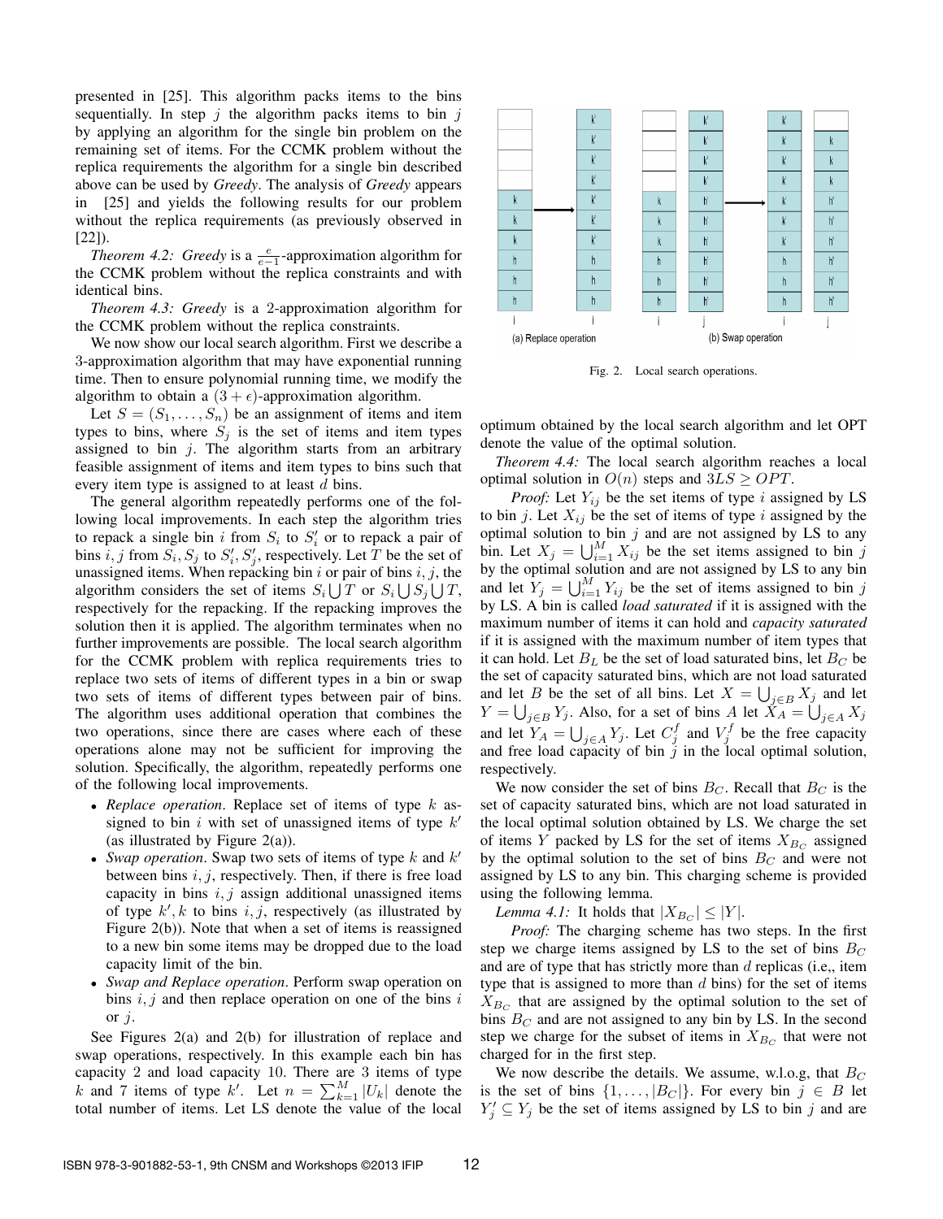presented in [25]. This algorithm packs items to the bins sequentially. In step $j$ the algorithm packs items to bin $j$ by applying an algorithm for the single bin problem on the remaining set of items. For the CCMK problem without the replica requirements the algorithm for a single bin described above can be used by *Greedy*. The analysis of *Greedy* appears in [25] and yields the following results for our problem without the replica requirements (as previously observed in [22]).

*Theorem 4.2: Greedy* is a $\frac{e}{e-1}$-approximation algorithm for the CCMK problem without the replica constraints and with identical bins.

*Theorem 4.3: Greedy* is a 2-approximation algorithm for the CCMK problem without the replica constraints.

We now show our local search algorithm. First we describe a 3-approximation algorithm that may have exponential running time. Then to ensure polynomial running time, we modify the algorithm to obtain a $(3+\epsilon)$-approximation algorithm.

Let $S = (S_1, \ldots, S_n)$ be an assignment of items and item types to bins, where $S_j$ is the set of items and item types assigned to bin $j$. The algorithm starts from an arbitrary feasible assignment of items and item types to bins such that every item type is assigned to at least $d$ bins.

The general algorithm repeatedly performs one of the following local improvements. In each step the algorithm tries to repack a single bin $i$ from $S_i$ to $S'_i$ or to repack a pair of bins $i, j$ from $S_i, S_j$ to $S'_i, S'_j$, respectively. Let $T$ be the set of unassigned items. When repacking bin $i$ or pair of bins $i, j$, the algorithm considers the set of items $S_i \bigcup T$ or $S_i \bigcup S_j \bigcup T$, respectively for the repacking. If the repacking improves the solution then it is applied. The algorithm terminates when no further improvements are possible. The local search algorithm for the CCMK problem with replica requirements tries to replace two sets of items of different types in a bin or swap two sets of items of different types between pair of bins. The algorithm uses additional operation that combines the two operations, since there are cases where each of these operations alone may not be sufficient for improving the solution. Specifically, the algorithm, repeatedly performs one of the following local improvements.

- *Replace operation*. Replace set of items of type $k$ assigned to bin $i$ with set of unassigned items of type $k'$ (as illustrated by Figure 2(a)).
- *Swap operation*. Swap two sets of items of type $k$ and $k'$ between bins $i, j$, respectively. Then, if there is free load capacity in bins $i, j$ assign additional unassigned items of type $k', k$ to bins $i, j$, respectively (as illustrated by Figure 2(b)). Note that when a set of items is reassigned to a new bin some items may be dropped due to the load capacity limit of the bin.
- *Swap and Replace operation*. Perform swap operation on bins $i, j$ and then replace operation on one of the bins $i$ or $j$.

See Figures 2(a) and 2(b) for illustration of replace and swap operations, respectively. In this example each bin has capacity 2 and load capacity 10. There are 3 items of type $k$ and 7 items of type $k'$. Let $n = \sum_{k=1}^{M} |U_k|$ denote the total number of items. Let LS denote the value of the local optimum obtained by the local search algorithm and let OPT denote the value of the optimal solution.

Fig. 2. Local search operations.

*Theorem 4.4:* The local search algorithm reaches a local optimal solution in $O(n)$ steps and $3LS \geq OPT$.

*Proof:* Let $Y_{ij}$ be the set items of type $i$ assigned by LS to bin $j$. Let $X_{ij}$ be the set of items of type $i$ assigned by the optimal solution to bin $j$ and are not assigned by LS to any bin. Let $X_j = \bigcup_{i=1}^{M} X_{ij}$ be the set items assigned to bin $j$ by the optimal solution and are not assigned by LS to any bin and let $Y_j = \bigcup_{i=1}^{M} Y_{ij}$ be the set of items assigned to bin $j$ by LS. A bin is called *load saturated* if it is assigned with the maximum number of items it can hold and *capacity saturated* if it is assigned with the maximum number of item types that it can hold. Let $B_L$ be the set of load saturated bins, let $B_C$ be the set of capacity saturated bins, which are not load saturated and let $B$ be the set of all bins. Let $X = \bigcup_{j \in B} X_j$ and let $Y = \bigcup_{j \in B} Y_j$. Also, for a set of bins $A$ let $X_A = \bigcup_{j \in A} X_j$ and let $Y_A = \bigcup_{j \in A} Y_j$. Let $C_j^f$ and $V_j^f$ be the free capacity and free load capacity of bin $j$ in the local optimal solution, respectively.

We now consider the set of bins $B_C$. Recall that $B_C$ is the set of capacity saturated bins, which are not load saturated in the local optimal solution obtained by LS. We charge the set of items $Y$ packed by LS for the set of items $X_{B_C}$ assigned by the optimal solution to the set of bins $B_C$ and were not assigned by LS to any bin. This charging scheme is provided using the following lemma.

*Lemma 4.1:* It holds that $|X_{B_C}| \leq |Y|$.

*Proof:* The charging scheme has two steps. In the first step we charge items assigned by LS to the set of bins $B_C$ and are of type that has strictly more than $d$ replicas (i.e,, item type that is assigned to more than $d$ bins) for the set of items $X_{B_C}$ that are assigned by the optimal solution to the set of bins $B_C$ and are not assigned to any bin by LS. In the second step we charge for the subset of items in $X_{B_C}$ that were not charged for in the first step.

We now describe the details. We assume, w.l.o.g, that $B_C$ is the set of bins $\{1, \ldots, |B_C|\}$. For every bin $j \in B$ let $Y'_j \subseteq Y_j$ be the set of items assigned by LS to bin $j$ and are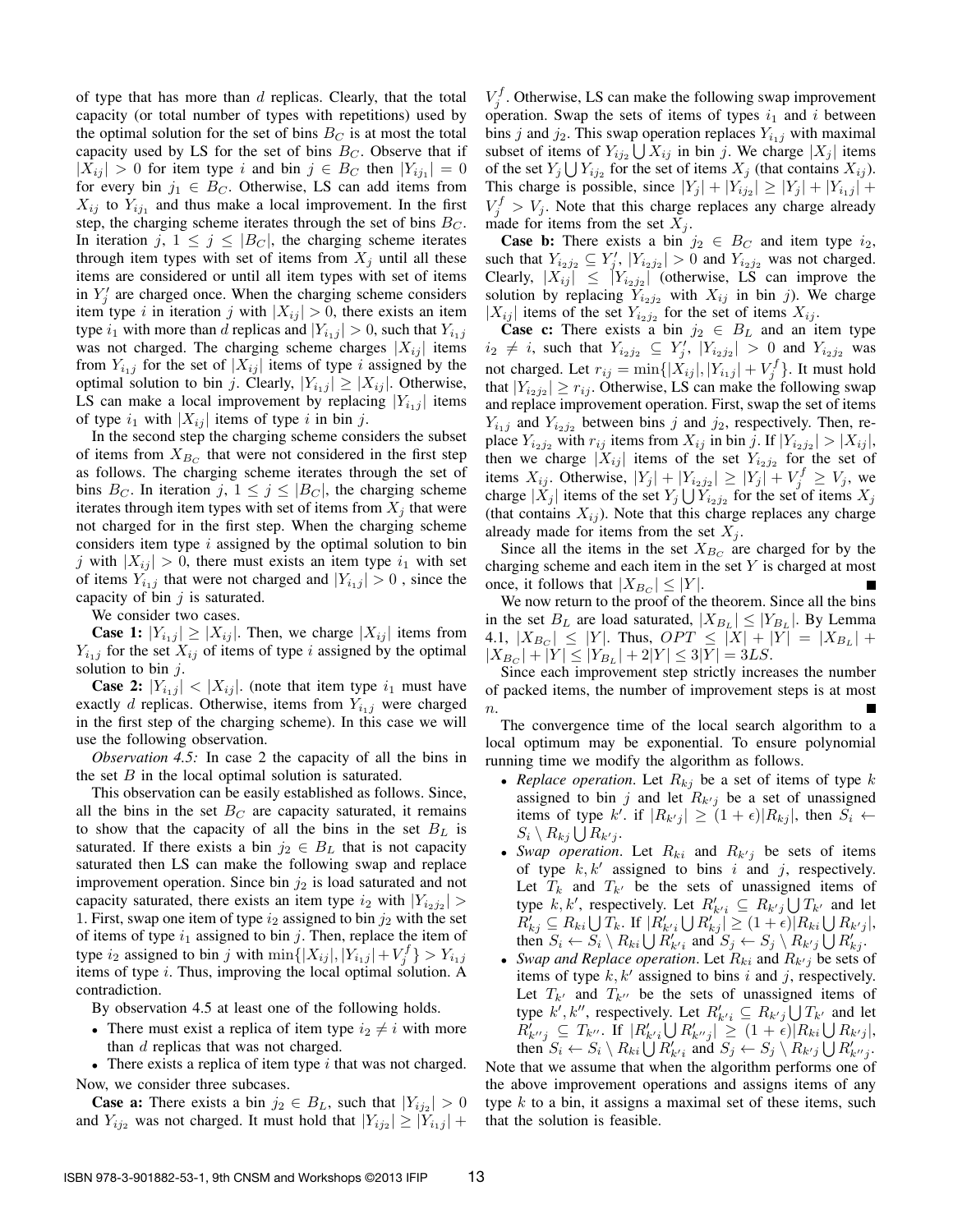of type that has more than $d$ replicas. Clearly, that the total capacity (or total number of types with repetitions) used by the optimal solution for the set of bins $B_C$ is at most the total capacity used by LS for the set of bins $B_C$. Observe that if $|X_{ij}| > 0$ for item type $i$ and bin $j \in B_C$ then $|Y_{ij_1}| = 0$ for every bin $j_1 \in B_C$. Otherwise, LS can add items from $X_{ij}$ to $Y_{ij_1}$ and thus make a local improvement. In the first step, the charging scheme iterates through the set of bins $B_C$. In iteration $j$, $1 \leq j \leq |B_C|$, the charging scheme iterates through item types with set of items from $X_j$ until all these items are considered or until all item types with set of items in $Y'_j$ are charged once. When the charging scheme considers item type $i$ in iteration $j$ with $|X_{ij}| > 0$, there exists an item type $i_1$ with more than $d$ replicas and $|Y_{i_1j}| > 0$, such that $Y_{i_1j}$ was not charged. The charging scheme charges $|X_{ij}|$ items from $Y_{i_1j}$ for the set of $|X_{ij}|$ items of type $i$ assigned by the optimal solution to bin $j$. Clearly, $|Y_{i_1j}| \geq |X_{ij}|$. Otherwise, LS can make a local improvement by replacing $|Y_{i_1j}|$ items of type $i_1$ with $|X_{ij}|$ items of type $i$ in bin $j$.

In the second step the charging scheme considers the subset of items from $X_{B_C}$ that were not considered in the first step as follows. The charging scheme iterates through the set of bins $B_C$. In iteration $j$, $1 \leq j \leq |B_C|$, the charging scheme iterates through item types with set of items from $X_j$ that were not charged for in the first step. When the charging scheme considers item type $i$ assigned by the optimal solution to bin $j$ with $|X_{ij}| > 0$, there must exists an item type $i_1$ with set of items $Y_{i_1j}$ that were not charged and $|Y_{i_1j}| > 0$ , since the capacity of bin $j$ is saturated.

We consider two cases.

**Case 1:** $|Y_{i_1j}| \geq |X_{ij}|$. Then, we charge $|X_{ij}|$ items from $Y_{i_1j}$ for the set $X_{ij}$ of items of type $i$ assigned by the optimal solution to bin $j$.

**Case 2:** $|Y_{i_1j}| < |X_{ij}|$. (note that item type $i_1$ must have exactly $d$ replicas. Otherwise, items from $Y_{i_1j}$ were charged in the first step of the charging scheme). In this case we will use the following observation.

*Observation 4.5:* In case 2 the capacity of all the bins in the set $B$ in the local optimal solution is saturated.

This observation can be easily established as follows. Since, all the bins in the set $B_C$ are capacity saturated, it remains to show that the capacity of all the bins in the set $B_L$ is saturated. If there exists a bin $j_2 \in B_L$ that is not capacity saturated then LS can make the following swap and replace improvement operation. Since bin $j_2$ is load saturated and not capacity saturated, there exists an item type $i_2$ with $|Y_{i_2j_2}| > 1$. First, swap one item of type $i_2$ assigned to bin $j_2$ with the set of items of type $i_1$ assigned to bin $j$. Then, replace the item of type $i_2$ assigned to bin $j$ with $\min\{|X_{ij}|, |Y_{i_1j}| + V_j^f\} > Y_{i_1j}$ items of type $i$. Thus, improving the local optimal solution. A contradiction.

By observation 4.5 at least one of the following holds.

- There must exist a replica of item type $i_2 \neq i$ with more than $d$ replicas that was not charged.
- There exists a replica of item type $i$ that was not charged.

Now, we consider three subcases.

**Case a:** There exists a bin $j_2 \in B_L$, such that $|Y_{ij_2}| > 0$ and $Y_{ij_2}$ was not charged. It must hold that $|Y_{ij_2}| \geq |Y_{i_1j}| + V_j^f$. Otherwise, LS can make the following swap improvement operation. Swap the sets of items of types $i_1$ and $i$ between bins $j$ and $j_2$. This swap operation replaces $Y_{i_1j}$ with maximal subset of items of $Y_{ij_2} \bigcup X_{ij}$ in bin $j$. We charge $|X_j|$ items of the set $Y_j \bigcup Y_{ij_2}$ for the set of items $X_j$ (that contains $X_{ij}$). This charge is possible, since $|Y_j| + |Y_{ij_2}| \geq |Y_j| + |Y_{i_1j}| + V_j^f > V_j$. Note that this charge replaces any charge already made for items from the set $X_j$.

**Case b:** There exists a bin $j_2 \in B_C$ and item type $i_2$, such that $Y_{i_2j_2} \subseteq Y'_j$, $|Y_{i_2j_2}| > 0$ and $Y_{i_2j_2}$ was not charged. Clearly, $|X_{ij}| \leq |Y_{i_2j_2}|$ (otherwise, LS can improve the solution by replacing $Y_{i_2j_2}$ with $X_{ij}$ in bin $j$). We charge $|X_{ij}|$ items of the set $Y_{i_2j_2}$ for the set of items $X_{ij}$.

**Case c:** There exists a bin $j_2 \in B_L$ and an item type $i_2 \neq i$, such that $Y_{i_2j_2} \subseteq Y'_j$, $|Y_{i_2j_2}| > 0$ and $Y_{i_2j_2}$ was not charged. Let $r_{ij} = \min\{|X_{ij}|, |Y_{i_1j}| + V_j^f\}$. It must hold that $|Y_{i_2j_2}| \geq r_{ij}$. Otherwise, LS can make the following swap and replace improvement operation. First, swap the set of items $Y_{i_1j}$ and $Y_{i_2j_2}$ between bins $j$ and $j_2$, respectively. Then, replace $Y_{i_2j_2}$ with $r_{ij}$ items from $X_{ij}$ in bin $j$. If $|Y_{i_2j_2}| > |X_{ij}|$, then we charge $|X_{ij}|$ items of the set $Y_{i_2j_2}$ for the set of items $X_{ij}$. Otherwise, $|Y_j| + |Y_{i_2j_2}| \geq |Y_j| + V_j^f \geq V_j$, we charge $|X_j|$ items of the set $Y_j \bigcup Y_{i_2j_2}$ for the set of items $X_j$ (that contains $X_{ij}$). Note that this charge replaces any charge already made for items from the set $X_j$.

Since all the items in the set $X_{B_C}$ are charged for by the charging scheme and each item in the set $Y$ is charged at most once, it follows that $|X_{B_C}| \leq |Y|$. ∎

We now return to the proof of the theorem. Since all the bins in the set $B_L$ are load saturated, $|X_{B_L}| \leq |Y_{B_L}|$. By Lemma 4.1, $|X_{B_C}| \leq |Y|$. Thus, $OPT \leq |X| + |Y| = |X_{B_L}| + |X_{B_C}| + |Y| \leq |Y_{B_L}| + 2|Y| \leq 3|Y| = 3LS$.

Since each improvement step strictly increases the number of packed items, the number of improvement steps is at most $n$. ∎

The convergence time of the local search algorithm to a local optimum may be exponential. To ensure polynomial running time we modify the algorithm as follows.

- *Replace operation*. Let $R_{kj}$ be a set of items of type $k$ assigned to bin $j$ and let $R_{k'j}$ be a set of unassigned items of type $k'$. if $|R_{k'j}| \geq (1+\epsilon)|R_{kj}|$, then $S_i \leftarrow S_i \setminus R_{kj} \bigcup R_{k'j}$.
- *Swap operation*. Let $R_{ki}$ and $R_{k'j}$ be sets of items of type $k, k'$ assigned to bins $i$ and $j$, respectively. Let $T_k$ and $T_{k'}$ be the sets of unassigned items of type $k, k'$, respectively. Let $R'_{k'i} \subseteq R_{k'j} \bigcup T_{k'}$ and let $R'_{kj} \subseteq R_{ki} \bigcup T_k$. If $|R'_{k'i} \bigcup R'_{kj}| \geq (1+\epsilon)|R_{ki} \bigcup R_{k'j}|$, then $S_i \leftarrow S_i \setminus R_{ki} \bigcup R'_{k'i}$ and $S_j \leftarrow S_j \setminus R_{k'j} \bigcup R'_{kj}$.
- *Swap and Replace operation*. Let $R_{ki}$ and $R_{k'j}$ be sets of items of type $k, k'$ assigned to bins $i$ and $j$, respectively. Let $T_{k'}$ and $T_{k''}$ be the sets of unassigned items of type $k', k''$, respectively. Let $R'_{k'i} \subseteq R_{k'j} \bigcup T_{k'}$ and let $R'_{k''j} \subseteq T_{k''}$. If $|R'_{k'i} \bigcup R'_{k''j}| \geq (1+\epsilon)|R_{ki} \bigcup R_{k'j}|$, then $S_i \leftarrow S_i \setminus R_{ki} \bigcup R'_{k'i}$ and $S_j \leftarrow S_j \setminus R_{k'j} \bigcup R'_{k''j}$.

Note that we assume that when the algorithm performs one of the above improvement operations and assigns items of any type $k$ to a bin, it assigns a maximal set of these items, such that the solution is feasible.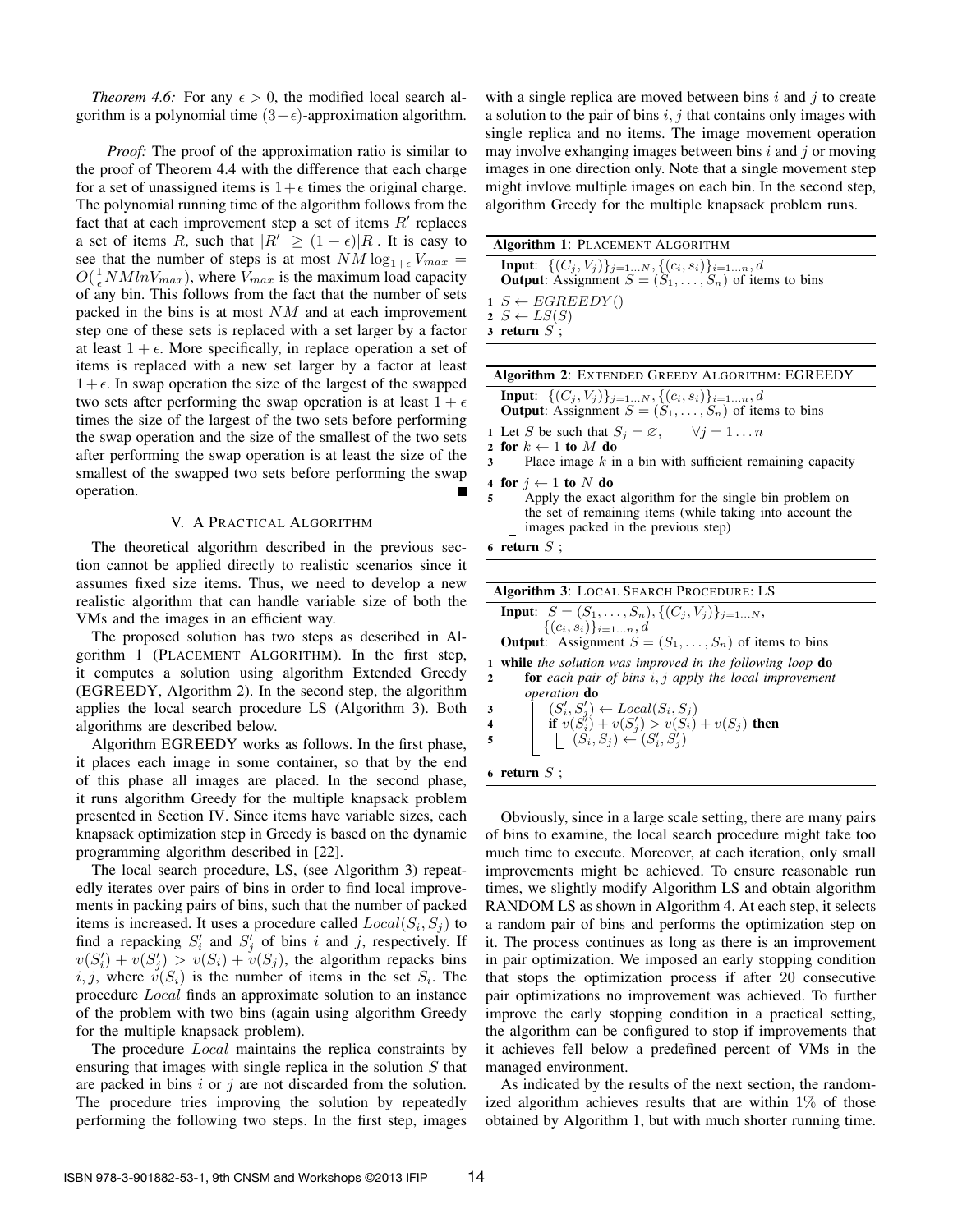*Theorem 4.6:* For any $\epsilon > 0$, the modified local search algorithm is a polynomial time $(3+\epsilon)$-approximation algorithm.

*Proof:* The proof of the approximation ratio is similar to the proof of Theorem 4.4 with the difference that each charge for a set of unassigned items is $1+\epsilon$ times the original charge. The polynomial running time of the algorithm follows from the fact that at each improvement step a set of items $R'$ replaces a set of items $R$, such that $|R'| \geq (1+\epsilon)|R|$. It is easy to see that the number of steps is at most $NM \log_{1+\epsilon} V_{max} = O(\frac{1}{\epsilon} NM ln V_{max})$, where $V_{max}$ is the maximum load capacity of any bin. This follows from the fact that the number of sets packed in the bins is at most $NM$ and at each improvement step one of these sets is replaced with a set larger by a factor at least $1+\epsilon$. More specifically, in replace operation a set of items is replaced with a new set larger by a factor at least $1+\epsilon$. In swap operation the size of the largest of the swapped two sets after performing the swap operation is at least $1+\epsilon$ times the size of the largest of the two sets before performing the swap operation and the size of the smallest of the two sets after performing the swap operation is at least the size of the smallest of the swapped two sets before performing the swap operation. ∎

## V. A Practical Algorithm

The theoretical algorithm described in the previous section cannot be applied directly to realistic scenarios since it assumes fixed size items. Thus, we need to develop a new realistic algorithm that can handle variable size of both the VMs and the images in an efficient way.

The proposed solution has two steps as described in Algorithm 1 (PLACEMENT ALGORITHM). In the first step, it computes a solution using algorithm Extended Greedy (EGREEDY, Algorithm 2). In the second step, the algorithm applies the local search procedure LS (Algorithm 3). Both algorithms are described below.

Algorithm EGREEDY works as follows. In the first phase, it places each image in some container, so that by the end of this phase all images are placed. In the second phase, it runs algorithm Greedy for the multiple knapsack problem presented in Section IV. Since items have variable sizes, each knapsack optimization step in Greedy is based on the dynamic programming algorithm described in [22].

The local search procedure, LS, (see Algorithm 3) repeatedly iterates over pairs of bins in order to find local improvements in packing pairs of bins, such that the number of packed items is increased. It uses a procedure called $Local(S_i, S_j)$ to find a repacking $S'_i$ and $S'_j$ of bins $i$ and $j$, respectively. If $v(S'_i) + v(S'_j) > v(S_i) + v(S_j)$, the algorithm repacks bins $i, j$, where $v(S_i)$ is the number of items in the set $S_i$. The procedure $Local$ finds an approximate solution to an instance of the problem with two bins (again using algorithm Greedy for the multiple knapsack problem).

The procedure $Local$ maintains the replica constraints by ensuring that images with single replica in the solution $S$ that are packed in bins $i$ or $j$ are not discarded from the solution. The procedure tries improving the solution by repeatedly performing the following two steps. In the first step, images with a single replica are moved between bins $i$ and $j$ to create a solution to the pair of bins $i, j$ that contains only images with single replica and no items. The image movement operation may involve exhanging images between bins $i$ and $j$ or moving images in one direction only. Note that a single movement step might invlove multiple images on each bin. In the second step, algorithm Greedy for the multiple knapsack problem runs.

**Algorithm 1**: Placement Algorithm

```
Input: {(C_j, V_j)}_{j=1...N}, {(c_i, s_i)}_{i=1...n}, d
Output: Assignment S = (S_1, ..., S_n) of items to bins
1 S ← EGREEDY()
2 S ← LS(S)
3 return S ;
```

**Algorithm 2**: Extended Greedy Algorithm: EGREEDY

```
Input: {(C_j, V_j)}_{j=1...N}, {(c_i, s_i)}_{i=1...n}, d
Output: Assignment S = (S_1, ..., S_n) of items to bins
1 Let S be such that S_j = ∅,   ∀j = 1...n
2 for k ← 1 to M do
3     Place image k in a bin with sufficient remaining capacity
4 for j ← 1 to N do
5     Apply the exact algorithm for the single bin problem on
      the set of remaining items (while taking into account the
      images packed in the previous step)
6 return S ;
```

**Algorithm 3**: Local Search Procedure: LS

```
Input: S = (S_1, ..., S_n), {(C_j, V_j)}_{j=1...N},
       {(c_i, s_i)}_{i=1...n}, d
Output: Assignment S = (S_1, ..., S_n) of items to bins
1 while the solution was improved in the following loop do
2     for each pair of bins i, j apply the local improvement
      operation do
3         (S'_i, S'_j) ← Local(S_i, S_j)
4         if v(S'_i) + v(S'_j) > v(S_i) + v(S_j) then
5             (S_i, S_j) ← (S'_i, S'_j)
6 return S ;
```

Obviously, since in a large scale setting, there are many pairs of bins to examine, the local search procedure might take too much time to execute. Moreover, at each iteration, only small improvements might be achieved. To ensure reasonable run times, we slightly modify Algorithm LS and obtain algorithm RANDOM LS as shown in Algorithm 4. At each step, it selects a random pair of bins and performs the optimization step on it. The process continues as long as there is an improvement in pair optimization. We imposed an early stopping condition that stops the optimization process if after 20 consecutive pair optimizations no improvement was achieved. To further improve the early stopping condition in a practical setting, the algorithm can be configured to stop if improvements that it achieves fell below a predefined percent of VMs in the managed environment.

As indicated by the results of the next section, the randomized algorithm achieves results that are within 1% of those obtained by Algorithm 1, but with much shorter running time.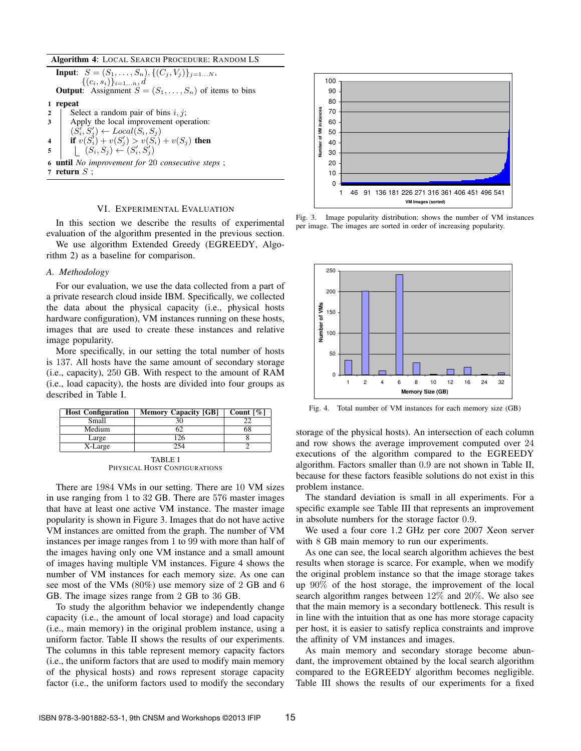**Algorithm 4**: LOCAL SEARCH PROCEDURE: RANDOM LS

**Input**: $S = (S_1, \ldots, S_n), \{(C_j, V_j)\}_{j=1 \ldots N}$, $\{(c_i, s_i)\}_{i=1 \ldots n}, d$
**Output**: Assignment $S = (S_1, \ldots, S_n)$ of items to bins

```
1 repeat
2   Select a random pair of bins i, j;
3   Apply the local improvement operation:
    (S'_i, S'_j) ← Local(S_i, S_j)
4   if v(S'_i) + v(S'_j) > v(S_i) + v(S_j) then
5     (S_i, S_j) ← (S'_i, S'_j)
6 until No improvement for 20 consecutive steps ;
7 return S ;
```

## VI. EXPERIMENTAL EVALUATION

In this section we describe the results of experimental evaluation of the algorithm presented in the previous section.

We use algorithm Extended Greedy (EGREEDY, Algorithm 2) as a baseline for comparison.

### A. Methodology

For our evaluation, we use the data collected from a part of a private research cloud inside IBM. Specifically, we collected the data about the physical capacity (i.e., physical hosts hardware configuration), VM instances running on these hosts, images that are used to create these instances and relative image popularity.

More specifically, in our setting the total number of hosts is 137. All hosts have the same amount of secondary storage (i.e., capacity), 250 GB. With respect to the amount of RAM (i.e., load capacity), the hosts are divided into four groups as described in Table I.

| Host Configuration | Memory Capacity [GB] | Count [%] |
|---|---|---|
| Small | 30 | 22 |
| Medium | 62 | 68 |
| Large | 126 | 8 |
| X-Large | 254 | 2 |

TABLE I
PHYSICAL HOST CONFIGURATIONS

There are 1984 VMs in our setting. There are 10 VM sizes in use ranging from 1 to 32 GB. There are 576 master images that have at least one active VM instance. The master image popularity is shown in Figure 3. Images that do not have active VM instances are omitted from the graph. The number of VM instances per image ranges from 1 to 99 with more than half of the images having only one VM instance and a small amount of images having multiple VM instances. Figure 4 shows the number of VM instances for each memory size. As one can see most of the VMs (80%) use memory size of 2 GB and 6 GB. The image sizes range from 2 GB to 36 GB.

To study the algorithm behavior we independently change capacity (i.e., the amount of local storage) and load capacity (i.e., main memory) in the original problem instance, using a uniform factor. Table II shows the results of our experiments. The columns in this table represent memory capacity factors (i.e., the uniform factors that are used to modify main memory of the physical hosts) and rows represent storage capacity factor (i.e., the uniform factors used to modify the secondary storage of the physical hosts). An intersection of each column and row shows the average improvement computed over 24 executions of the algorithm compared to the EGREEDY algorithm. Factors smaller than 0.9 are not shown in Table II, because for these factors feasible solutions do not exist in this problem instance.

Fig. 3. Image popularity distribution: shows the number of VM instances per image. The images are sorted in order of increasing popularity.

Fig. 4. Total number of VM instances for each memory size (GB)

The standard deviation is small in all experiments. For a specific example see Table III that represents an improvement in absolute numbers for the storage factor 0.9.

We used a four core 1.2 GHz per core 2007 Xeon server with 8 GB main memory to run our experiments.

As one can see, the local search algorithm achieves the best results when storage is scarce. For example, when we modify the original problem instance so that the image storage takes up 90% of the host storage, the improvement of the local search algorithm ranges between 12% and 20%. We also see that the main memory is a secondary bottleneck. This result is in line with the intuition that as one has more storage capacity per host, it is easier to satisfy replica constraints and improve the affinity of VM instances and images.

As main memory and secondary storage become abundant, the improvement obtained by the local search algorithm compared to the EGREEDY algorithm becomes negligible. Table III shows the results of our experiments for a fixed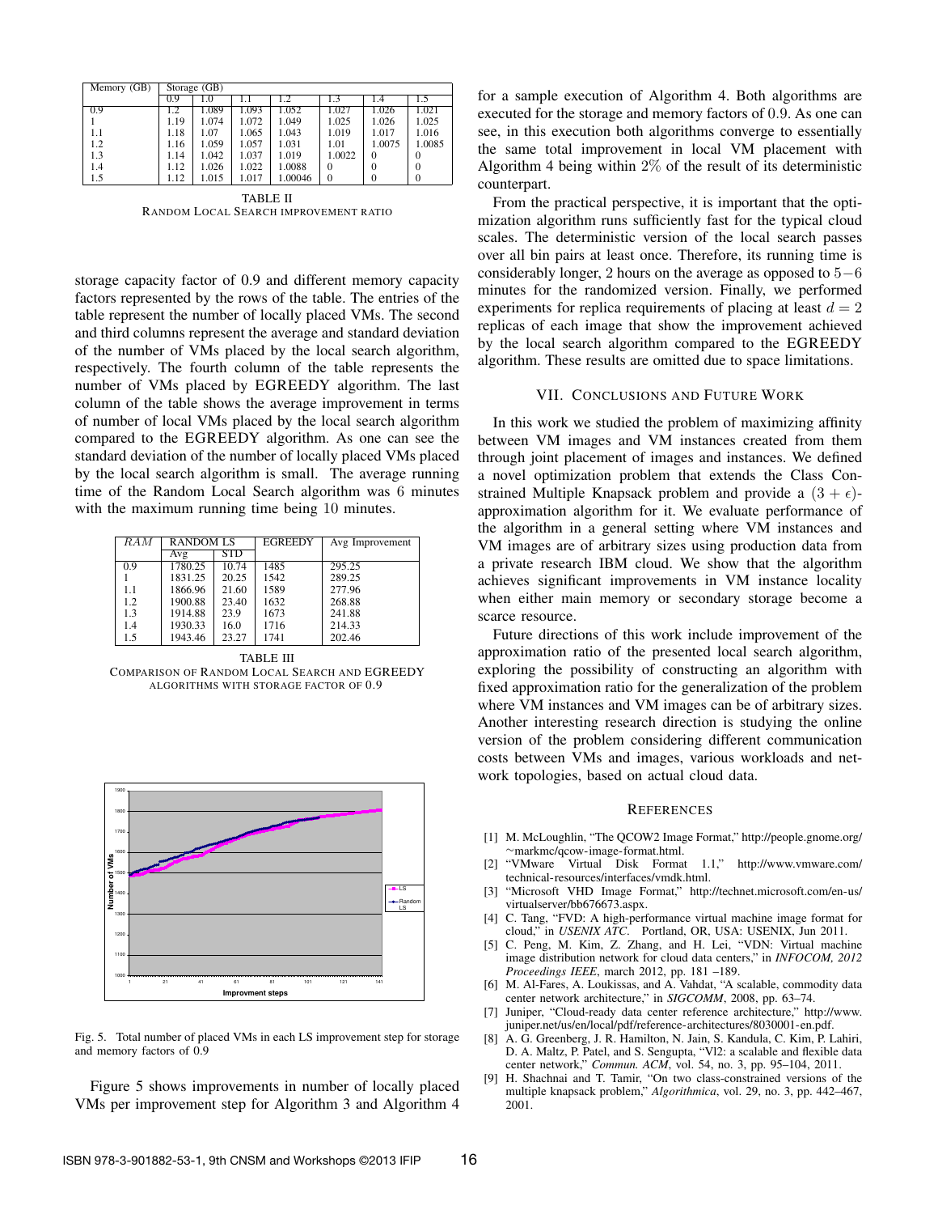| Memory (GB) | Storage (GB) | | | | | | |
|---|---|---|---|---|---|---|---|
| | 0.9 | 1.0 | 1.1 | 1.2 | 1.3 | 1.4 | 1.5 |
| 0.9 | 1.2 | 1.089 | 1.093 | 1.052 | 1.027 | 1.026 | 1.021 |
| 1 | 1.19 | 1.074 | 1.072 | 1.049 | 1.025 | 1.026 | 1.025 |
| 1.1 | 1.18 | 1.07 | 1.065 | 1.043 | 1.019 | 1.017 | 1.016 |
| 1.2 | 1.16 | 1.059 | 1.057 | 1.031 | 1.01 | 1.0075 | 1.0085 |
| 1.3 | 1.14 | 1.042 | 1.037 | 1.019 | 1.0022 | 0 | 0 |
| 1.4 | 1.12 | 1.026 | 1.022 | 1.0088 | 0 | 0 | 0 |
| 1.5 | 1.12 | 1.015 | 1.017 | 1.00046 | 0 | 0 | 0 |

TABLE II
RANDOM LOCAL SEARCH IMPROVEMENT RATIO

storage capacity factor of 0.9 and different memory capacity factors represented by the rows of the table. The entries of the table represent the number of locally placed VMs. The second and third columns represent the average and standard deviation of the number of VMs placed by the local search algorithm, respectively. The fourth column of the table represents the number of VMs placed by EGREEDY algorithm. The last column of the table shows the average improvement in terms of number of local VMs placed by the local search algorithm compared to the EGREEDY algorithm. As one can see the standard deviation of the number of locally placed VMs placed by the local search algorithm is small. The average running time of the Random Local Search algorithm was 6 minutes with the maximum running time being 10 minutes.

| *RAM* | RANDOM LS | | EGREEDY | Avg Improvement |
|---|---|---|---|---|
| | Avg | STD | | |
| 0.9 | 1780.25 | 10.74 | 1485 | 295.25 |
| 1 | 1831.25 | 20.25 | 1542 | 289.25 |
| 1.1 | 1866.96 | 21.60 | 1589 | 277.96 |
| 1.2 | 1900.88 | 23.40 | 1632 | 268.88 |
| 1.3 | 1914.88 | 23.9 | 1673 | 241.88 |
| 1.4 | 1930.33 | 16.0 | 1716 | 214.33 |
| 1.5 | 1943.46 | 23.27 | 1741 | 202.46 |

TABLE III
COMPARISON OF RANDOM LOCAL SEARCH AND EGREEDY ALGORITHMS WITH STORAGE FACTOR OF 0.9

Fig. 5. Total number of placed VMs in each LS improvement step for storage and memory factors of 0.9

Figure 5 shows improvements in number of locally placed VMs per improvement step for Algorithm 3 and Algorithm 4 for a sample execution of Algorithm 4. Both algorithms are executed for the storage and memory factors of 0.9. As one can see, in this execution both algorithms converge to essentially the same total improvement in local VM placement with Algorithm 4 being within 2% of the result of its deterministic counterpart.

From the practical perspective, it is important that the optimization algorithm runs sufficiently fast for the typical cloud scales. The deterministic version of the local search passes over all bin pairs at least once. Therefore, its running time is considerably longer, 2 hours on the average as opposed to $5-6$ minutes for the randomized version. Finally, we performed experiments for replica requirements of placing at least $d = 2$ replicas of each image that show the improvement achieved by the local search algorithm compared to the EGREEDY algorithm. These results are omitted due to space limitations.

## VII. Conclusions and Future Work

In this work we studied the problem of maximizing affinity between VM images and VM instances created from them through joint placement of images and instances. We defined a novel optimization problem that extends the Class Constrained Multiple Knapsack problem and provide a $(3 + \epsilon)$-approximation algorithm for it. We evaluate performance of the algorithm in a general setting where VM instances and VM images are of arbitrary sizes using production data from a private research IBM cloud. We show that the algorithm achieves significant improvements in VM instance locality when either main memory or secondary storage become a scarce resource.

Future directions of this work include improvement of the approximation ratio of the presented local search algorithm, exploring the possibility of constructing an algorithm with fixed approximation ratio for the generalization of the problem where VM instances and VM images can be of arbitrary sizes. Another interesting research direction is studying the online version of the problem considering different communication costs between VMs and images, various workloads and network topologies, based on actual cloud data.

## References

[1] M. McLoughlin, "The QCOW2 Image Format," http://people.gnome.org/~markmc/qcow-image-format.html.

[2] "VMware Virtual Disk Format 1.1," http://www.vmware.com/technical-resources/interfaces/vmdk.html.

[3] "Microsoft VHD Image Format," http://technet.microsoft.com/en-us/virtualserver/bb676673.aspx.

[4] C. Tang, "FVD: A high-performance virtual machine image format for cloud," in *USENIX ATC*. Portland, OR, USA: USENIX, Jun 2011.

[5] C. Peng, M. Kim, Z. Zhang, and H. Lei, "VDN: Virtual machine image distribution network for cloud data centers," in *INFOCOM, 2012 Proceedings IEEE*, march 2012, pp. 181 –189.

[6] M. Al-Fares, A. Loukissas, and A. Vahdat, "A scalable, commodity data center network architecture," in *SIGCOMM*, 2008, pp. 63–74.

[7] Juniper, "Cloud-ready data center reference architecture," http://www.juniper.net/us/en/local/pdf/reference-architectures/8030001-en.pdf.

[8] A. G. Greenberg, J. R. Hamilton, N. Jain, S. Kandula, C. Kim, P. Lahiri, D. A. Maltz, P. Patel, and S. Sengupta, "Vl2: a scalable and flexible data center network," *Commun. ACM*, vol. 54, no. 3, pp. 95–104, 2011.

[9] H. Shachnai and T. Tamir, "On two class-constrained versions of the multiple knapsack problem," *Algorithmica*, vol. 29, no. 3, pp. 442–467, 2001.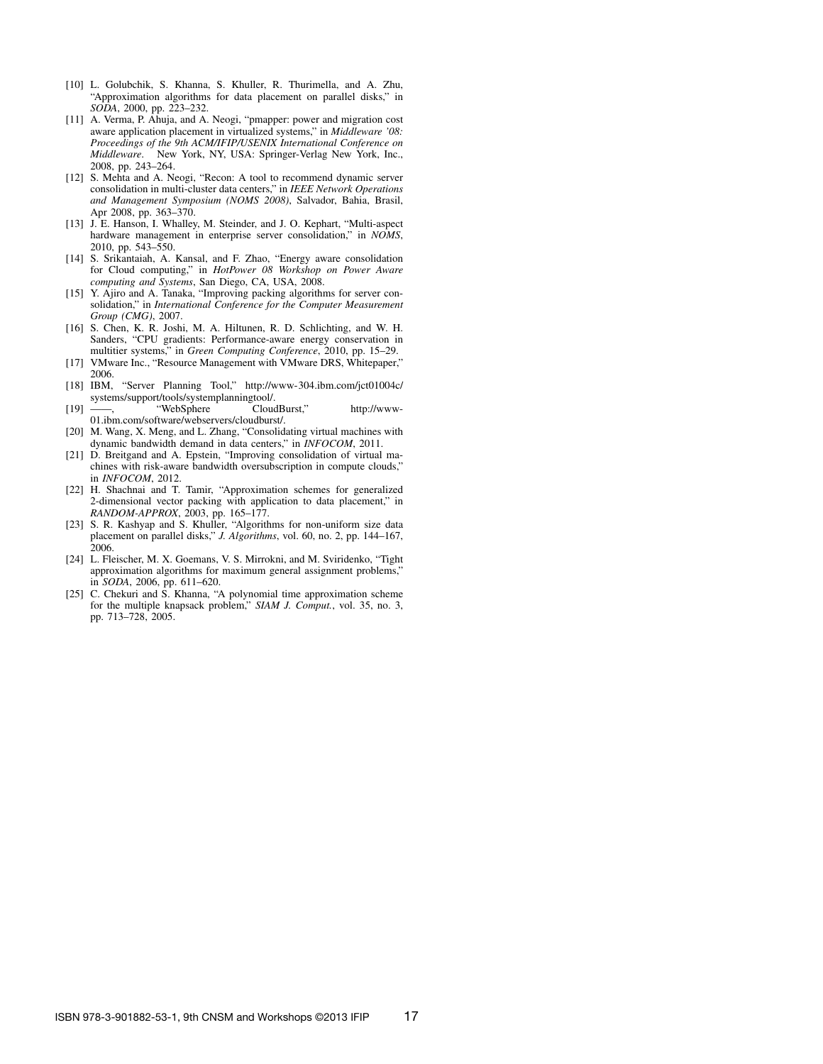[10] L. Golubchik, S. Khanna, S. Khuller, R. Thurimella, and A. Zhu, "Approximation algorithms for data placement on parallel disks," in *SODA*, 2000, pp. 223–232.

[11] A. Verma, P. Ahuja, and A. Neogi, "pmapper: power and migration cost aware application placement in virtualized systems," in *Middleware '08: Proceedings of the 9th ACM/IFIP/USENIX International Conference on Middleware*. New York, NY, USA: Springer-Verlag New York, Inc., 2008, pp. 243–264.

[12] S. Mehta and A. Neogi, "Recon: A tool to recommend dynamic server consolidation in multi-cluster data centers," in *IEEE Network Operations and Management Symposium (NOMS 2008)*, Salvador, Bahia, Brasil, Apr 2008, pp. 363–370.

[13] J. E. Hanson, I. Whalley, M. Steinder, and J. O. Kephart, "Multi-aspect hardware management in enterprise server consolidation," in *NOMS*, 2010, pp. 543–550.

[14] S. Srikantaiah, A. Kansal, and F. Zhao, "Energy aware consolidation for Cloud computing," in *HotPower 08 Workshop on Power Aware computing and Systems*, San Diego, CA, USA, 2008.

[15] Y. Ajiro and A. Tanaka, "Improving packing algorithms for server consolidation," in *International Conference for the Computer Measurement Group (CMG)*, 2007.

[16] S. Chen, K. R. Joshi, M. A. Hiltunen, R. D. Schlichting, and W. H. Sanders, "CPU gradients: Performance-aware energy conservation in multitier systems," in *Green Computing Conference*, 2010, pp. 15–29.

[17] VMware Inc., "Resource Management with VMware DRS, Whitepaper," 2006.

[18] IBM, "Server Planning Tool," http://www-304.ibm.com/jct01004c/systems/support/tools/systemplanningtool/.

[19] ——, "WebSphere CloudBurst," http://www-01.ibm.com/software/webservers/cloudburst/.

[20] M. Wang, X. Meng, and L. Zhang, "Consolidating virtual machines with dynamic bandwidth demand in data centers," in *INFOCOM*, 2011.

[21] D. Breitgand and A. Epstein, "Improving consolidation of virtual machines with risk-aware bandwidth oversubscription in compute clouds," in *INFOCOM*, 2012.

[22] H. Shachnai and T. Tamir, "Approximation schemes for generalized 2-dimensional vector packing with application to data placement," in *RANDOM-APPROX*, 2003, pp. 165–177.

[23] S. R. Kashyap and S. Khuller, "Algorithms for non-uniform size data placement on parallel disks," *J. Algorithms*, vol. 60, no. 2, pp. 144–167, 2006.

[24] L. Fleischer, M. X. Goemans, V. S. Mirrokni, and M. Sviridenko, "Tight approximation algorithms for maximum general assignment problems," in *SODA*, 2006, pp. 611–620.

[25] C. Chekuri and S. Khanna, "A polynomial time approximation scheme for the multiple knapsack problem," *SIAM J. Comput.*, vol. 35, no. 3, pp. 713–728, 2005.